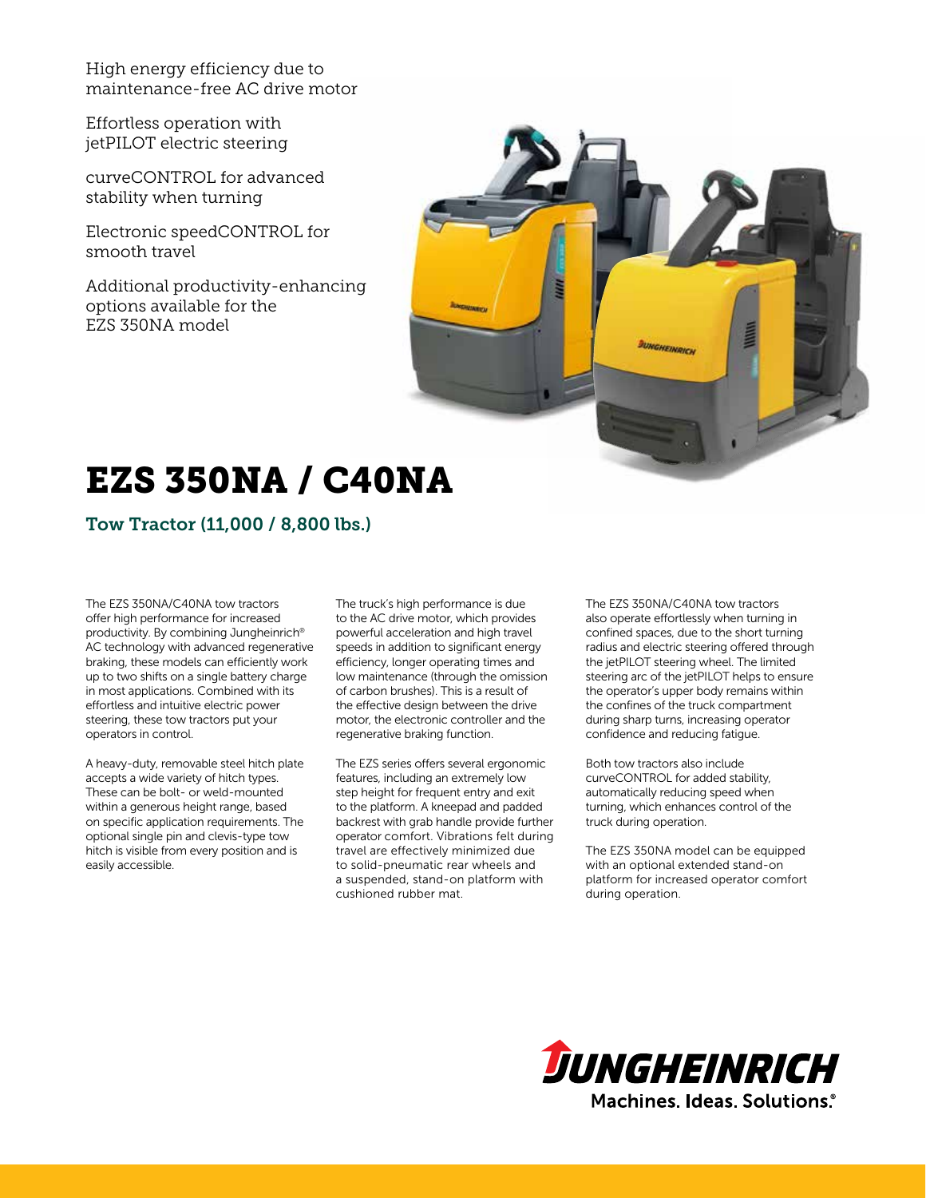High energy efficiency due to maintenance-free AC drive motor

Effortless operation with jetPILOT electric steering

curveCONTROL for advanced stability when turning

Electronic speedCONTROL for smooth travel

Additional productivity-enhancing options available for the EZS 350NA model

# EZS 350NA / C40NA

## Tow Tractor (11,000 / 8,800 lbs.)

The EZS 350NA/C40NA tow tractors offer high performance for increased productivity. By combining Jungheinrich® AC technology with advanced regenerative braking, these models can efficiently work up to two shifts on a single battery charge in most applications. Combined with its effortless and intuitive electric power steering, these tow tractors put your operators in control.

A heavy-duty, removable steel hitch plate accepts a wide variety of hitch types. These can be bolt- or weld-mounted within a generous height range, based on specific application requirements. The optional single pin and clevis-type tow hitch is visible from every position and is easily accessible.

The truck's high performance is due to the AC drive motor, which provides powerful acceleration and high travel speeds in addition to significant energy efficiency, longer operating times and low maintenance (through the omission of carbon brushes). This is a result of the effective design between the drive motor, the electronic controller and the regenerative braking function.

The EZS series offers several ergonomic features, including an extremely low step height for frequent entry and exit to the platform. A kneepad and padded backrest with grab handle provide further operator comfort. Vibrations felt during travel are effectively minimized due to solid-pneumatic rear wheels and a suspended, stand-on platform with cushioned rubber mat.

The EZS 350NA/C40NA tow tractors also operate effortlessly when turning in confined spaces, due to the short turning radius and electric steering offered through the jetPILOT steering wheel. The limited steering arc of the jetPILOT helps to ensure the operator's upper body remains within the confines of the truck compartment during sharp turns, increasing operator confidence and reducing fatigue.

Both tow tractors also include curveCONTROL for added stability, automatically reducing speed when turning, which enhances control of the truck during operation.

The EZS 350NA model can be equipped with an optional extended stand-on platform for increased operator comfort during operation.

JUNGHEINRICH
Machines. Ideas. Solutions.®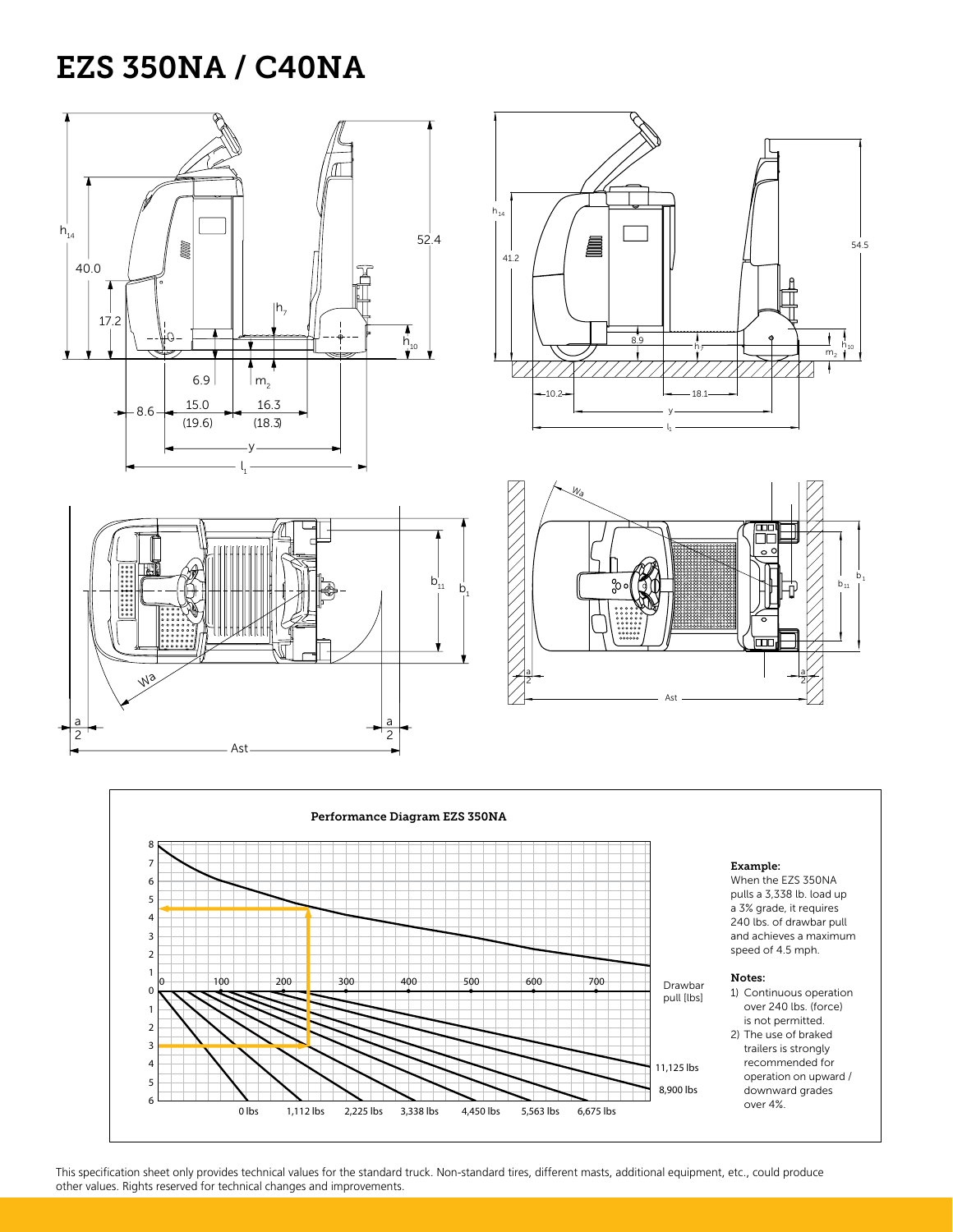# EZS 350NA / C40NA

h14

40.0

17.2

52.4

h7

h10

6.9

m2

8.6

15.0 (19.6)

16.3 (18.3)

y

l1

h14

41.2

54.5

8.9

h7

h10

m2

10.2

18.1

y

l1

b11

b1

Wa

a/2

a/2

Ast

Wa

b11

b1

a/2

a/2

Ast

**Performance Diagram EZS 350NA**

Drawbar pull [lbs]

0, 100, 200, 300, 400, 500, 600, 700

0 lbs, 1,112 lbs, 2,225 lbs, 3,338 lbs, 4,450 lbs, 5,563 lbs, 6,675 lbs, 8,900 lbs, 11,125 lbs

**Example:**
When the EZS 350NA pulls a 3,338 lb. load up a 3% grade, it requires 240 lbs. of drawbar pull and achieves a maximum speed of 4.5 mph.

**Notes:**
1) Continuous operation over 240 lbs. (force) is not permitted.
2) The use of braked trailers is strongly recommended for operation on upward / downward grades over 4%.

This specification sheet only provides technical values for the standard truck. Non-standard tires, different masts, additional equipment, etc., could produce other values. Rights reserved for technical changes and improvements.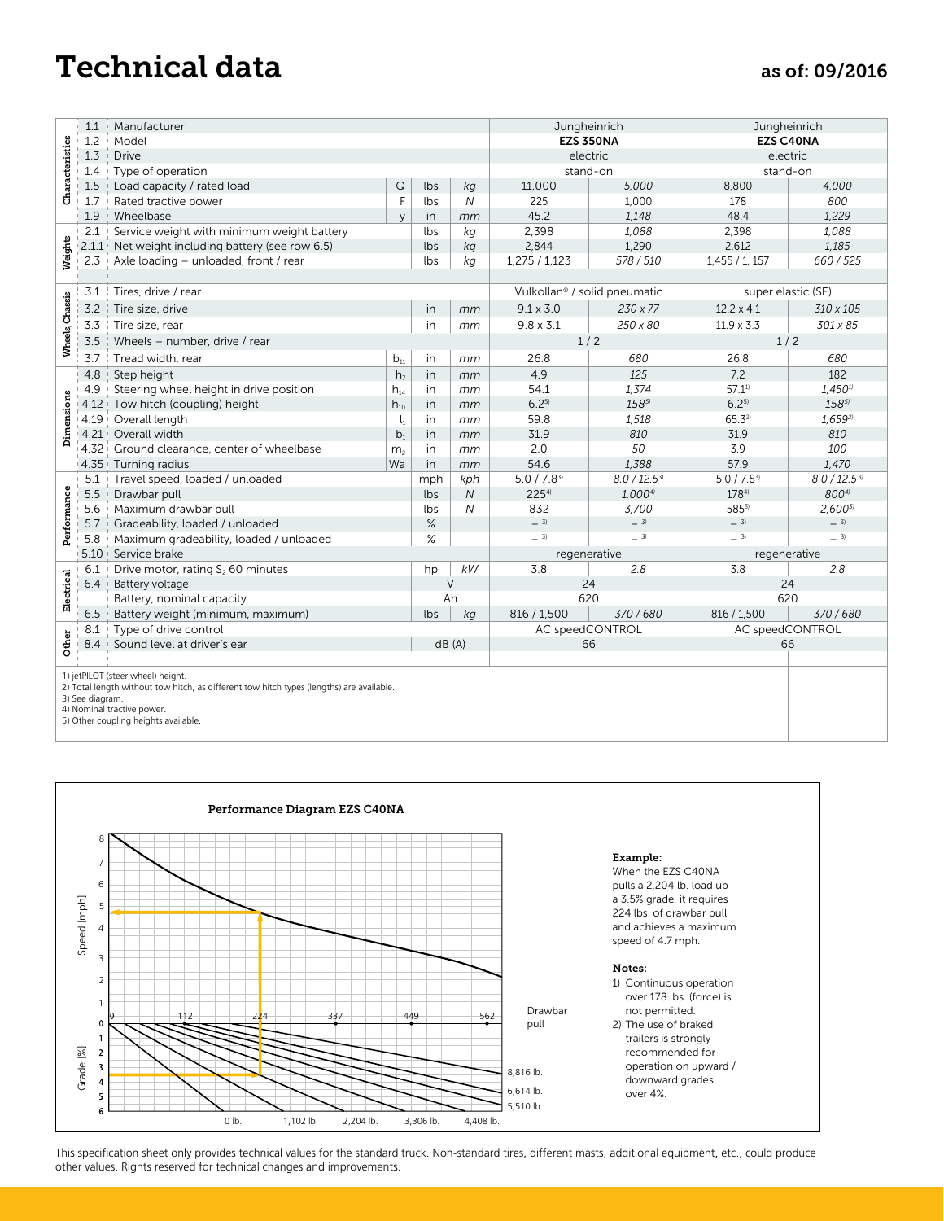# Technical data

as of: 09/2016

| | | | | | | | | | |
|---|---|---|---|---|---|---|---|---|---|
| **Characteristics** | 1.1 | Manufacturer | | | | Jungheinrich | | Jungheinrich | |
| | 1.2 | Model | | | | **EZS 350NA** | | **EZS C40NA** | |
| | 1.3 | Drive | | | | electric | | electric | |
| | 1.4 | Type of operation | | | | stand-on | | stand-on | |
| | 1.5 | Load capacity / rated load | Q | lbs | *kg* | 11,000 | *5,000* | 8,800 | *4,000* |
| | 1.7 | Rated tractive power | F | lbs | *N* | 225 | *1,000* | 178 | *800* |
| | 1.9 | Wheelbase | y | in | *mm* | 45.2 | *1,148* | 48.4 | *1,229* |
| **Weights** | 2.1 | Service weight with minimum weight battery | | lbs | *kg* | 2,398 | *1,088* | 2,398 | *1,088* |
| | 2.1.1 | Net weight including battery (see row 6.5) | | lbs | *kg* | 2,844 | *1,290* | 2,612 | *1,185* |
| | 2.3 | Axle loading – unloaded, front / rear | | lbs | *kg* | 1,275 / 1,123 | *578 / 510* | 1,455 / 1, 157 | *660 / 525* |
| **Wheels, Chassis** | 3.1 | Tires, drive / rear | | | | Vulkollan® / solid pneumatic | | super elastic (SE) | |
| | 3.2 | Tire size, drive | | in | *mm* | 9.1 x 3.0 | *230 x 77* | 12.2 x 4.1 | *310 x 105* |
| | 3.3 | Tire size, rear | | in | *mm* | 9.8 x 3.1 | *250 x 80* | 11.9 x 3.3 | *301 x 85* |
| | 3.5 | Wheels – number, drive / rear | | | | 1 / 2 | | 1 / 2 | |
| | 3.7 | Tread width, rear | $b_{11}$ | in | *mm* | 26.8 | *680* | 26.8 | *680* |
| **Dimensions** | 4.8 | Step height | $h_7$ | in | *mm* | 4.9 | *125* | 7.2 | *182* |
| | 4.9 | Steering wheel height in drive position | $h_{14}$ | in | *mm* | 54.1 | *1,374* | 57.1[1] | *1,450*[1] |
| | 4.12 | Tow hitch (coupling) height | $h_{10}$ | in | *mm* | 6.2[5] | *158*[5] | 6.2[5] | *158*[5] |
| | 4.19 | Overall length | $l_1$ | in | *mm* | 59.8 | *1,518* | 65.3[2] | *1,659*[2] |
| | 4.21 | Overall width | $b_1$ | in | *mm* | 31.9 | *810* | 31.9 | *810* |
| | 4.32 | Ground clearance, center of wheelbase | $m_2$ | in | *mm* | 2.0 | *50* | 3.9 | *100* |
| | 4.35 | Turning radius | Wa | in | *mm* | 54.6 | *1,388* | 57.9 | *1,470* |
| **Performance** | 5.1 | Travel speed, loaded / unloaded | | mph | *kph* | 5.0 / 7.8[3] | *8.0 / 12.5*[3] | 5.0 / 7.8[3] | *8.0 / 12.5*[3] |
| | 5.5 | Drawbar pull | | lbs | *N* | 225[4] | *1,000*[4] | 178[4] | *800*[4] |
| | 5.6 | Maximum drawbar pull | | lbs | *N* | 832 | *3,700* | 585[3] | *2,600*[3] |
| | 5.7 | Gradeability, loaded / unloaded | | % | | –[3] | –[3] | –[3] | –[3] |
| | 5.8 | Maximum gradeability, loaded / unloaded | | % | | –[3] | –[3] | –[3] | –[3] |
| | 5.10 | Service brake | | | | regenerative | | regenerative | |
| **Electrical** | 6.1 | Drive motor, rating $S_2$ 60 minutes | | hp | *kW* | 3.8 | *2.8* | 3.8 | *2.8* |
| | 6.4 | Battery voltage | | V | | 24 | | 24 | |
| | | Battery, nominal capacity | | Ah | | 620 | | 620 | |
| | 6.5 | Battery weight (minimum, maximum) | | lbs | *kg* | 816 / 1,500 | *370 / 680* | 816 / 1,500 | *370 / 680* |
| **Other** | 8.1 | Type of drive control | | | | AC speedCONTROL | | AC speedCONTROL | |
| | 8.4 | Sound level at driver's ear | | dB (A) | | 66 | | 66 | |

1) jetPILOT (steer wheel) height.
2) Total length without tow hitch, as different tow hitch types (lengths) are available.
3) See diagram.
4) Nominal tractive power.
5) Other coupling heights available.

**Performance Diagram EZS C40NA**

**Example:**
When the EZS C40NA pulls a 2,204 lb. load up a 3.5% grade, it requires 224 lbs. of drawbar pull and achieves a maximum speed of 4.7 mph.

**Notes:**
1) Continuous operation over 178 lbs. (force) is not permitted.
2) The use of braked trailers is strongly recommended for operation on upward / downward grades over 4%.

This specification sheet only provides technical values for the standard truck. Non-standard tires, different masts, additional equipment, etc., could produce other values. Rights reserved for technical changes and improvements.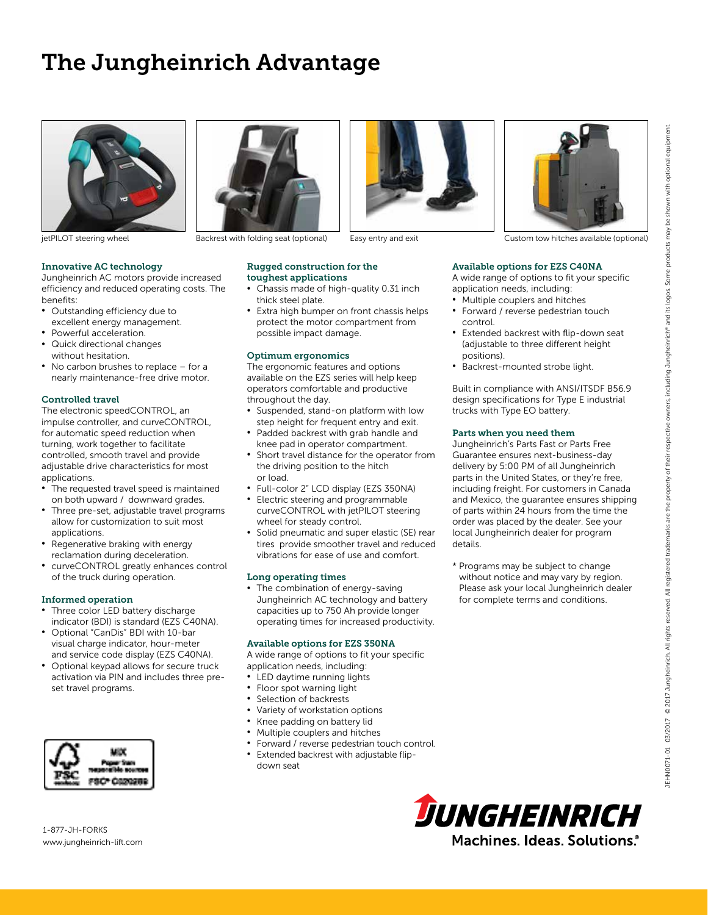# The Jungheinrich Advantage

jetPILOT steering wheel

Backrest with folding seat (optional)

Easy entry and exit

Custom tow hitches available (optional)

### Innovative AC technology

Jungheinrich AC motors provide increased efficiency and reduced operating costs. The benefits:

- Outstanding efficiency due to excellent energy management.
- Powerful acceleration.
- Quick directional changes without hesitation.
- No carbon brushes to replace – for a nearly maintenance-free drive motor.

### Controlled travel

The electronic speedCONTROL, an impulse controller, and curveCONTROL, for automatic speed reduction when turning, work together to facilitate controlled, smooth travel and provide adjustable drive characteristics for most applications.

- The requested travel speed is maintained on both upward / downward grades.
- Three pre-set, adjustable travel programs allow for customization to suit most applications.
- Regenerative braking with energy reclamation during deceleration.
- curveCONTROL greatly enhances control of the truck during operation.

### Informed operation

- Three color LED battery discharge indicator (BDI) is standard (EZS C40NA).
- Optional "CanDis" BDI with 10-bar visual charge indicator, hour-meter and service code display (EZS C40NA).
- Optional keypad allows for secure truck activation via PIN and includes three pre-set travel programs.

### Rugged construction for the toughest applications

- Chassis made of high-quality 0.31 inch thick steel plate.
- Extra high bumper on front chassis helps protect the motor compartment from possible impact damage.

### Optimum ergonomics

The ergonomic features and options available on the EZS series will help keep operators comfortable and productive throughout the day.

- Suspended, stand-on platform with low step height for frequent entry and exit.
- Padded backrest with grab handle and knee pad in operator compartment.
- Short travel distance for the operator from the driving position to the hitch or load.
- Full-color 2" LCD display (EZS 350NA)
- Electric steering and programmable curveCONTROL with jetPILOT steering wheel for steady control.
- Solid pneumatic and super elastic (SE) rear tires provide smoother travel and reduced vibrations for ease of use and comfort.

### Long operating times

- The combination of energy-saving Jungheinrich AC technology and battery capacities up to 750 Ah provide longer operating times for increased productivity.

### Available options for EZS 350NA

A wide range of options to fit your specific application needs, including:

- LED daytime running lights
- Floor spot warning light
- Selection of backrests
- Variety of workstation options
- Knee padding on battery lid
- Multiple couplers and hitches
- Forward / reverse pedestrian touch control.
- Extended backrest with adjustable flip-down seat

### Available options for EZS C40NA

A wide range of options to fit your specific application needs, including:

- Multiple couplers and hitches
- Forward / reverse pedestrian touch control.
- Extended backrest with flip-down seat (adjustable to three different height positions).
- Backrest-mounted strobe light.

Built in compliance with ANSI/ITSDF B56.9 design specifications for Type E industrial trucks with Type EO battery.

### Parts when you need them

Jungheinrich's Parts Fast or Parts Free Guarantee ensures next-business-day delivery by 5:00 PM of all Jungheinrich parts in the United States, or they're free, including freight. For customers in Canada and Mexico, the guarantee ensures shipping of parts within 24 hours from the time the order was placed by the dealer. See your local Jungheinrich dealer for program details.

* Programs may be subject to change without notice and may vary by region. Please ask your local Jungheinrich dealer for complete terms and conditions.

MIX Paper from responsible sources FSC® C020289

1-877-JH-FORKS
www.jungheinrich-lift.com

JUNGHEINRICH
Machines. Ideas. Solutions.®

JEHN0071-01 03/2017 © 2017 Jungheinrich. All rights reserved. All registered trademarks are the property of their respective owners, including Jungheinrich® and its logos. Some products may be shown with optional equipment.